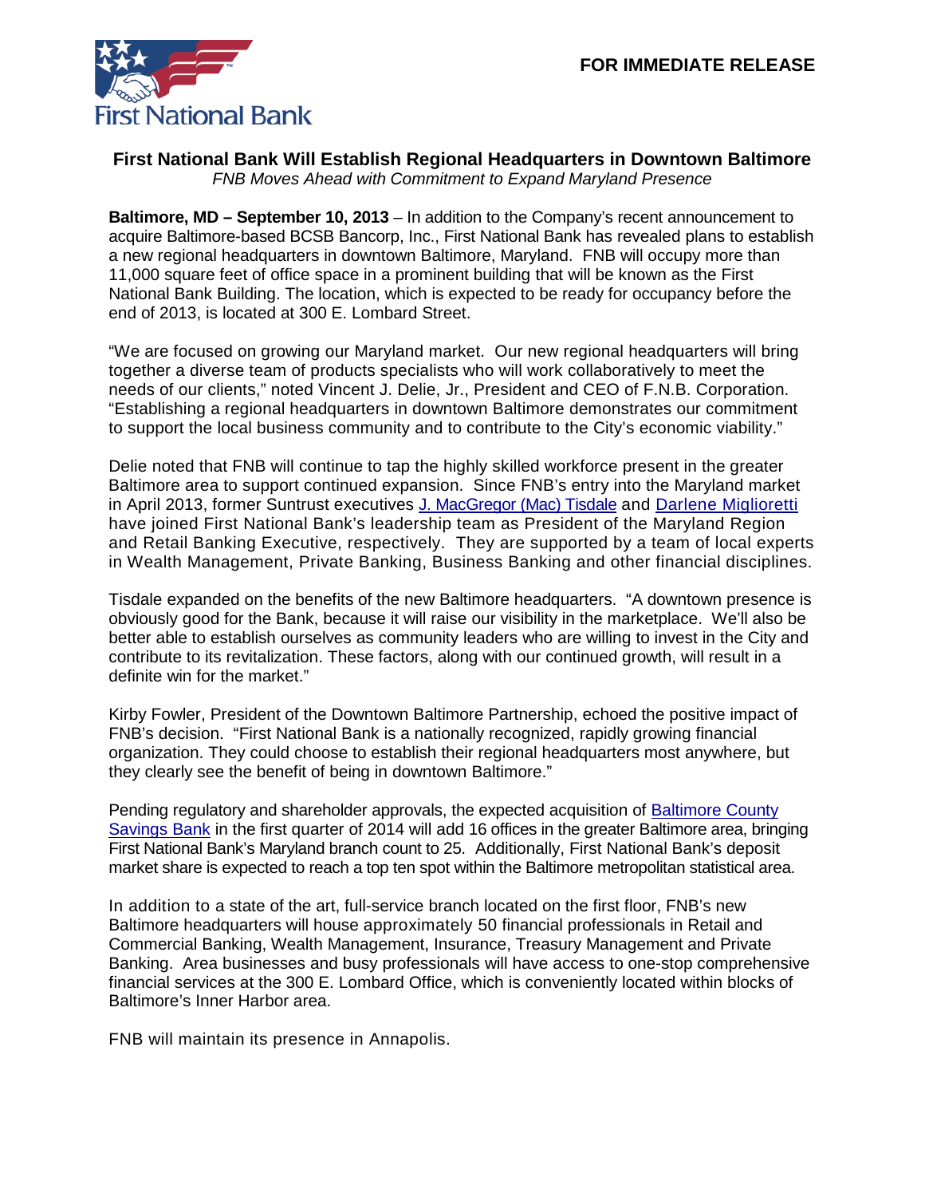First National Bank

**FOR IMMEDIATE RELEASE**

# First National Bank Will Establish Regional Headquarters in Downtown Baltimore

*FNB Moves Ahead with Commitment to Expand Maryland Presence*

**Baltimore, MD – September 10, 2013** – In addition to the Company's recent announcement to acquire Baltimore-based BCSB Bancorp, Inc., First National Bank has revealed plans to establish a new regional headquarters in downtown Baltimore, Maryland. FNB will occupy more than 11,000 square feet of office space in a prominent building that will be known as the First National Bank Building. The location, which is expected to be ready for occupancy before the end of 2013, is located at 300 E. Lombard Street.

"We are focused on growing our Maryland market. Our new regional headquarters will bring together a diverse team of products specialists who will work collaboratively to meet the needs of our clients," noted Vincent J. Delie, Jr., President and CEO of F.N.B. Corporation. "Establishing a regional headquarters in downtown Baltimore demonstrates our commitment to support the local business community and to contribute to the City's economic viability."

Delie noted that FNB will continue to tap the highly skilled workforce present in the greater Baltimore area to support continued expansion. Since FNB's entry into the Maryland market in April 2013, former Suntrust executives J. MacGregor (Mac) Tisdale and Darlene Miglioretti have joined First National Bank's leadership team as President of the Maryland Region and Retail Banking Executive, respectively. They are supported by a team of local experts in Wealth Management, Private Banking, Business Banking and other financial disciplines.

Tisdale expanded on the benefits of the new Baltimore headquarters. "A downtown presence is obviously good for the Bank, because it will raise our visibility in the marketplace. We'll also be better able to establish ourselves as community leaders who are willing to invest in the City and contribute to its revitalization. These factors, along with our continued growth, will result in a definite win for the market."

Kirby Fowler, President of the Downtown Baltimore Partnership, echoed the positive impact of FNB's decision. "First National Bank is a nationally recognized, rapidly growing financial organization. They could choose to establish their regional headquarters most anywhere, but they clearly see the benefit of being in downtown Baltimore."

Pending regulatory and shareholder approvals, the expected acquisition of Baltimore County Savings Bank in the first quarter of 2014 will add 16 offices in the greater Baltimore area, bringing First National Bank's Maryland branch count to 25. Additionally, First National Bank's deposit market share is expected to reach a top ten spot within the Baltimore metropolitan statistical area.

In addition to a state of the art, full-service branch located on the first floor, FNB's new Baltimore headquarters will house approximately 50 financial professionals in Retail and Commercial Banking, Wealth Management, Insurance, Treasury Management and Private Banking. Area businesses and busy professionals will have access to one-stop comprehensive financial services at the 300 E. Lombard Office, which is conveniently located within blocks of Baltimore's Inner Harbor area.

FNB will maintain its presence in Annapolis.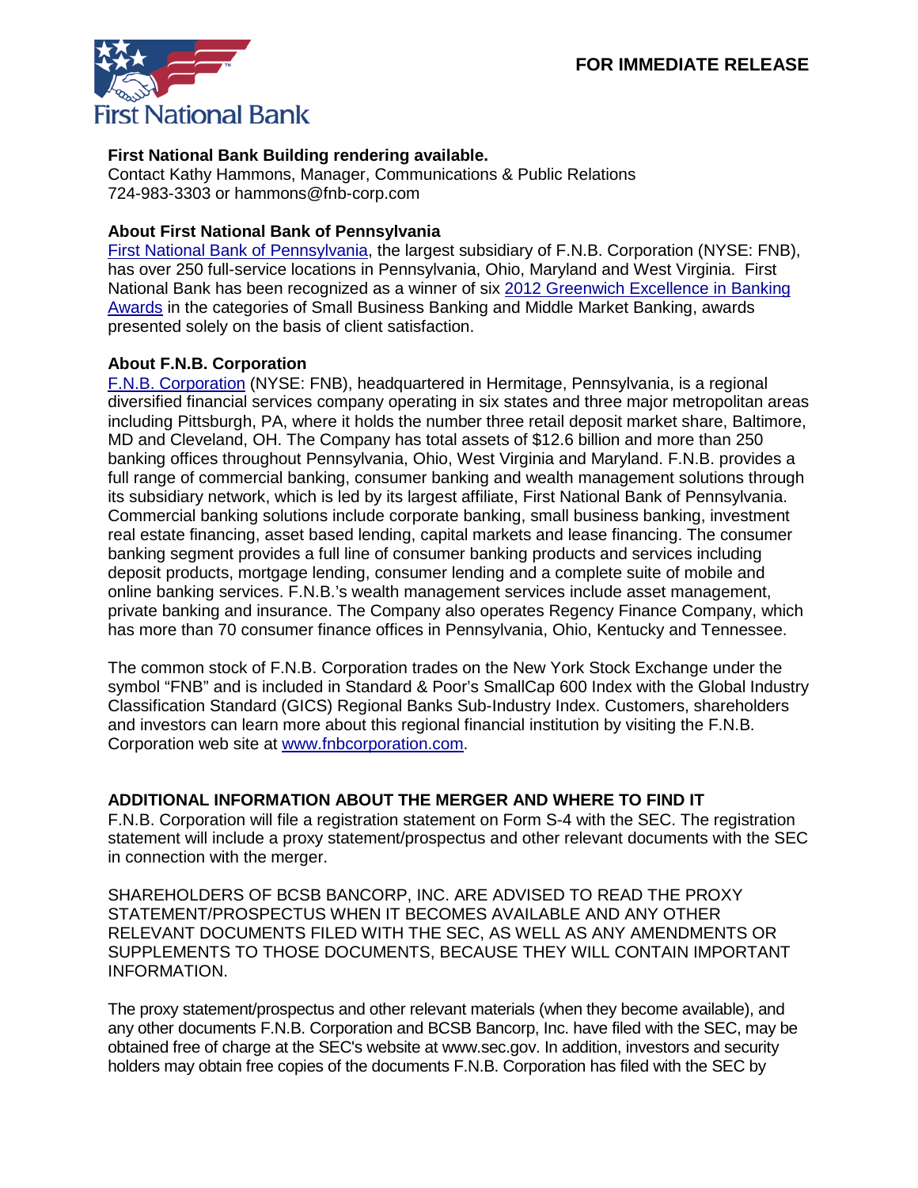FOR IMMEDIATE RELEASE

**First National Bank Building rendering available.**
Contact Kathy Hammons, Manager, Communications & Public Relations
724-983-3303 or hammons@fnb-corp.com

**About First National Bank of Pennsylvania**
First National Bank of Pennsylvania, the largest subsidiary of F.N.B. Corporation (NYSE: FNB), has over 250 full-service locations in Pennsylvania, Ohio, Maryland and West Virginia. First National Bank has been recognized as a winner of six 2012 Greenwich Excellence in Banking Awards in the categories of Small Business Banking and Middle Market Banking, awards presented solely on the basis of client satisfaction.

**About F.N.B. Corporation**
F.N.B. Corporation (NYSE: FNB), headquartered in Hermitage, Pennsylvania, is a regional diversified financial services company operating in six states and three major metropolitan areas including Pittsburgh, PA, where it holds the number three retail deposit market share, Baltimore, MD and Cleveland, OH. The Company has total assets of $12.6 billion and more than 250 banking offices throughout Pennsylvania, Ohio, West Virginia and Maryland. F.N.B. provides a full range of commercial banking, consumer banking and wealth management solutions through its subsidiary network, which is led by its largest affiliate, First National Bank of Pennsylvania. Commercial banking solutions include corporate banking, small business banking, investment real estate financing, asset based lending, capital markets and lease financing. The consumer banking segment provides a full line of consumer banking products and services including deposit products, mortgage lending, consumer lending and a complete suite of mobile and online banking services. F.N.B.'s wealth management services include asset management, private banking and insurance. The Company also operates Regency Finance Company, which has more than 70 consumer finance offices in Pennsylvania, Ohio, Kentucky and Tennessee.

The common stock of F.N.B. Corporation trades on the New York Stock Exchange under the symbol "FNB" and is included in Standard & Poor's SmallCap 600 Index with the Global Industry Classification Standard (GICS) Regional Banks Sub-Industry Index. Customers, shareholders and investors can learn more about this regional financial institution by visiting the F.N.B. Corporation web site at www.fnbcorporation.com.

**ADDITIONAL INFORMATION ABOUT THE MERGER AND WHERE TO FIND IT**
F.N.B. Corporation will file a registration statement on Form S-4 with the SEC. The registration statement will include a proxy statement/prospectus and other relevant documents with the SEC in connection with the merger.

SHAREHOLDERS OF BCSB BANCORP, INC. ARE ADVISED TO READ THE PROXY STATEMENT/PROSPECTUS WHEN IT BECOMES AVAILABLE AND ANY OTHER RELEVANT DOCUMENTS FILED WITH THE SEC, AS WELL AS ANY AMENDMENTS OR SUPPLEMENTS TO THOSE DOCUMENTS, BECAUSE THEY WILL CONTAIN IMPORTANT INFORMATION.

The proxy statement/prospectus and other relevant materials (when they become available), and any other documents F.N.B. Corporation and BCSB Bancorp, Inc. have filed with the SEC, may be obtained free of charge at the SEC's website at www.sec.gov. In addition, investors and security holders may obtain free copies of the documents F.N.B. Corporation has filed with the SEC by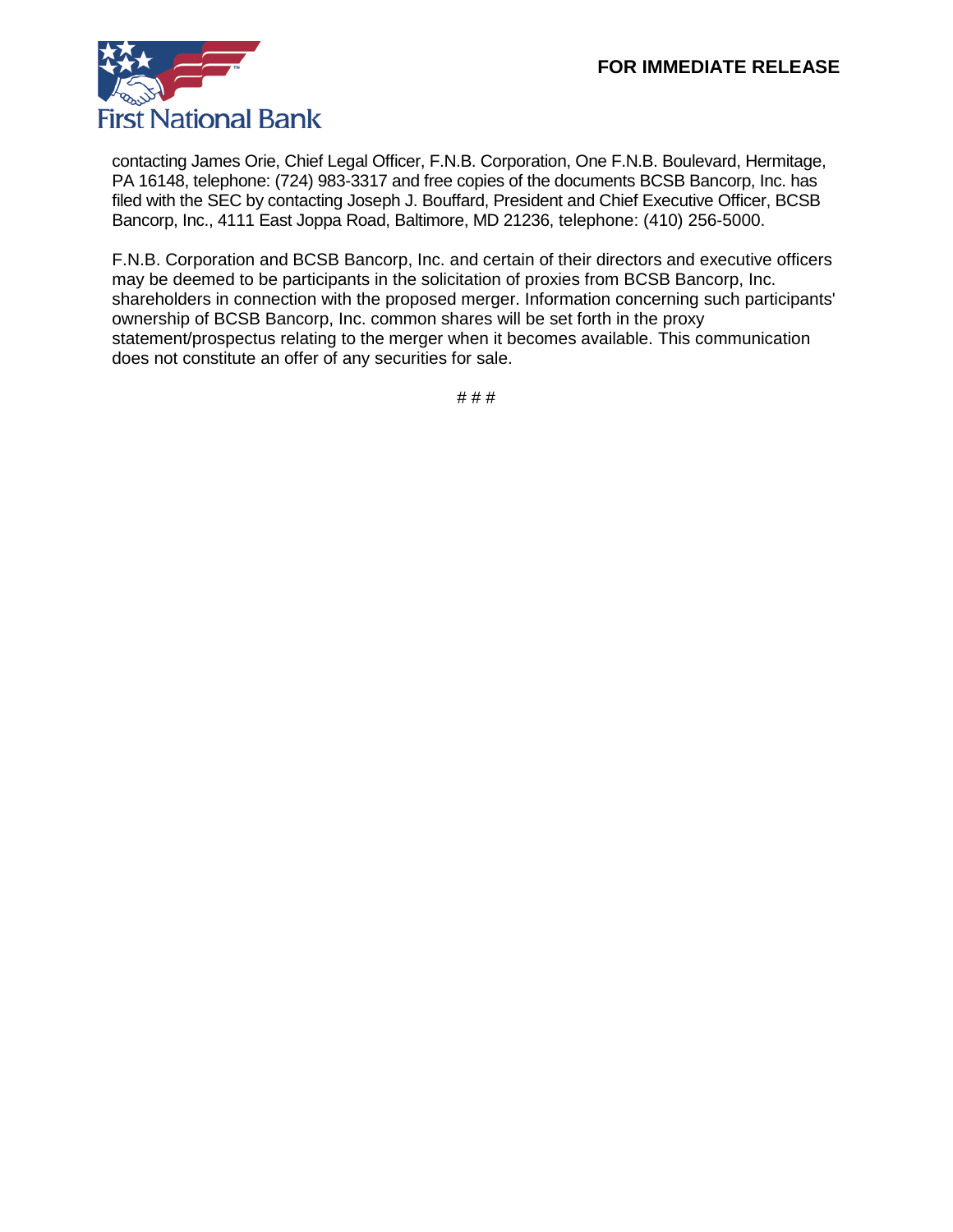contacting James Orie, Chief Legal Officer, F.N.B. Corporation, One F.N.B. Boulevard, Hermitage, PA 16148, telephone: (724) 983-3317 and free copies of the documents BCSB Bancorp, Inc. has filed with the SEC by contacting Joseph J. Bouffard, President and Chief Executive Officer, BCSB Bancorp, Inc., 4111 East Joppa Road, Baltimore, MD 21236, telephone: (410) 256-5000.

F.N.B. Corporation and BCSB Bancorp, Inc. and certain of their directors and executive officers may be deemed to be participants in the solicitation of proxies from BCSB Bancorp, Inc. shareholders in connection with the proposed merger. Information concerning such participants' ownership of BCSB Bancorp, Inc. common shares will be set forth in the proxy statement/prospectus relating to the merger when it becomes available. This communication does not constitute an offer of any securities for sale.

# # #